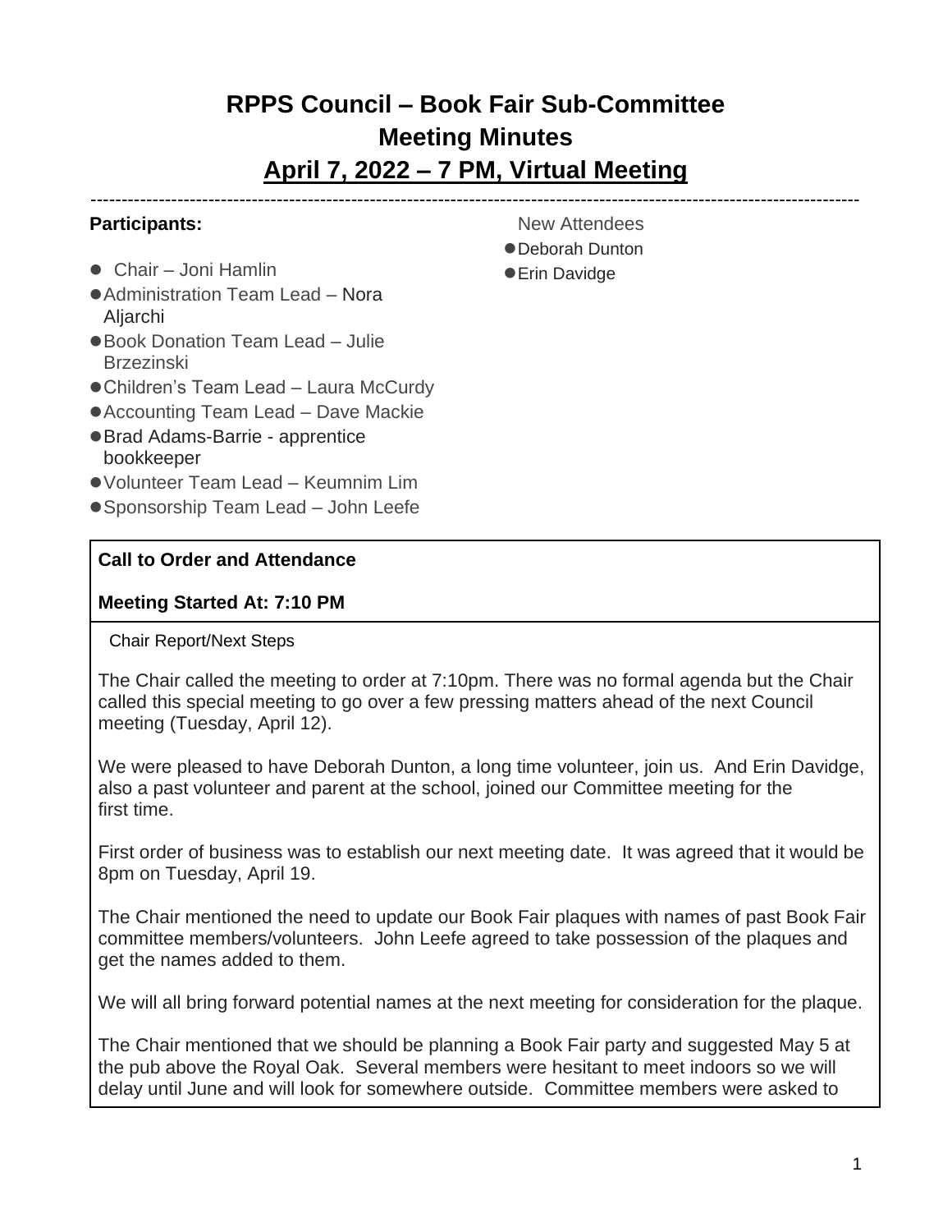# RPPS Council – Book Fair Sub-Committee
# Meeting Minutes
# April 7, 2022 – 7 PM, Virtual Meeting

---

**Participants:**

- Chair – Joni Hamlin
- Administration Team Lead – Nora Aljarchi
- Book Donation Team Lead – Julie Brzezinski
- Children's Team Lead – Laura McCurdy
- Accounting Team Lead – Dave Mackie
- Brad Adams-Barrie - apprentice bookkeeper
- Volunteer Team Lead – Keumnim Lim
- Sponsorship Team Lead – John Leefe

New Attendees

- Deborah Dunton
- Erin Davidge

**Call to Order and Attendance**

**Meeting Started At: 7:10 PM**

Chair Report/Next Steps

The Chair called the meeting to order at 7:10pm. There was no formal agenda but the Chair called this special meeting to go over a few pressing matters ahead of the next Council meeting (Tuesday, April 12).

We were pleased to have Deborah Dunton, a long time volunteer, join us. And Erin Davidge, also a past volunteer and parent at the school, joined our Committee meeting for the first time.

First order of business was to establish our next meeting date. It was agreed that it would be 8pm on Tuesday, April 19.

The Chair mentioned the need to update our Book Fair plaques with names of past Book Fair committee members/volunteers. John Leefe agreed to take possession of the plaques and get the names added to them.

We will all bring forward potential names at the next meeting for consideration for the plaque.

The Chair mentioned that we should be planning a Book Fair party and suggested May 5 at the pub above the Royal Oak. Several members were hesitant to meet indoors so we will delay until June and will look for somewhere outside. Committee members were asked to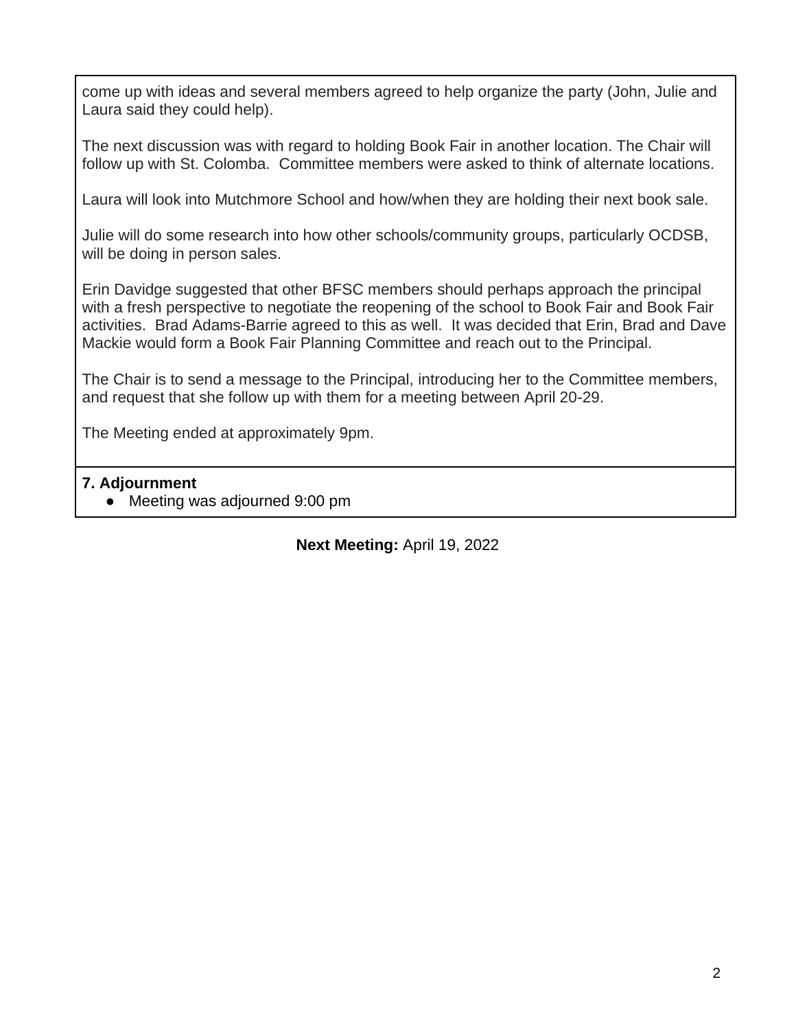come up with ideas and several members agreed to help organize the party (John, Julie and Laura said they could help).

The next discussion was with regard to holding Book Fair in another location. The Chair will follow up with St. Colomba. Committee members were asked to think of alternate locations.

Laura will look into Mutchmore School and how/when they are holding their next book sale.

Julie will do some research into how other schools/community groups, particularly OCDSB, will be doing in person sales.

Erin Davidge suggested that other BFSC members should perhaps approach the principal with a fresh perspective to negotiate the reopening of the school to Book Fair and Book Fair activities. Brad Adams-Barrie agreed to this as well. It was decided that Erin, Brad and Dave Mackie would form a Book Fair Planning Committee and reach out to the Principal.

The Chair is to send a message to the Principal, introducing her to the Committee members, and request that she follow up with them for a meeting between April 20-29.

The Meeting ended at approximately 9pm.

**7. Adjournment**

- Meeting was adjourned 9:00 pm

**Next Meeting:** April 19, 2022